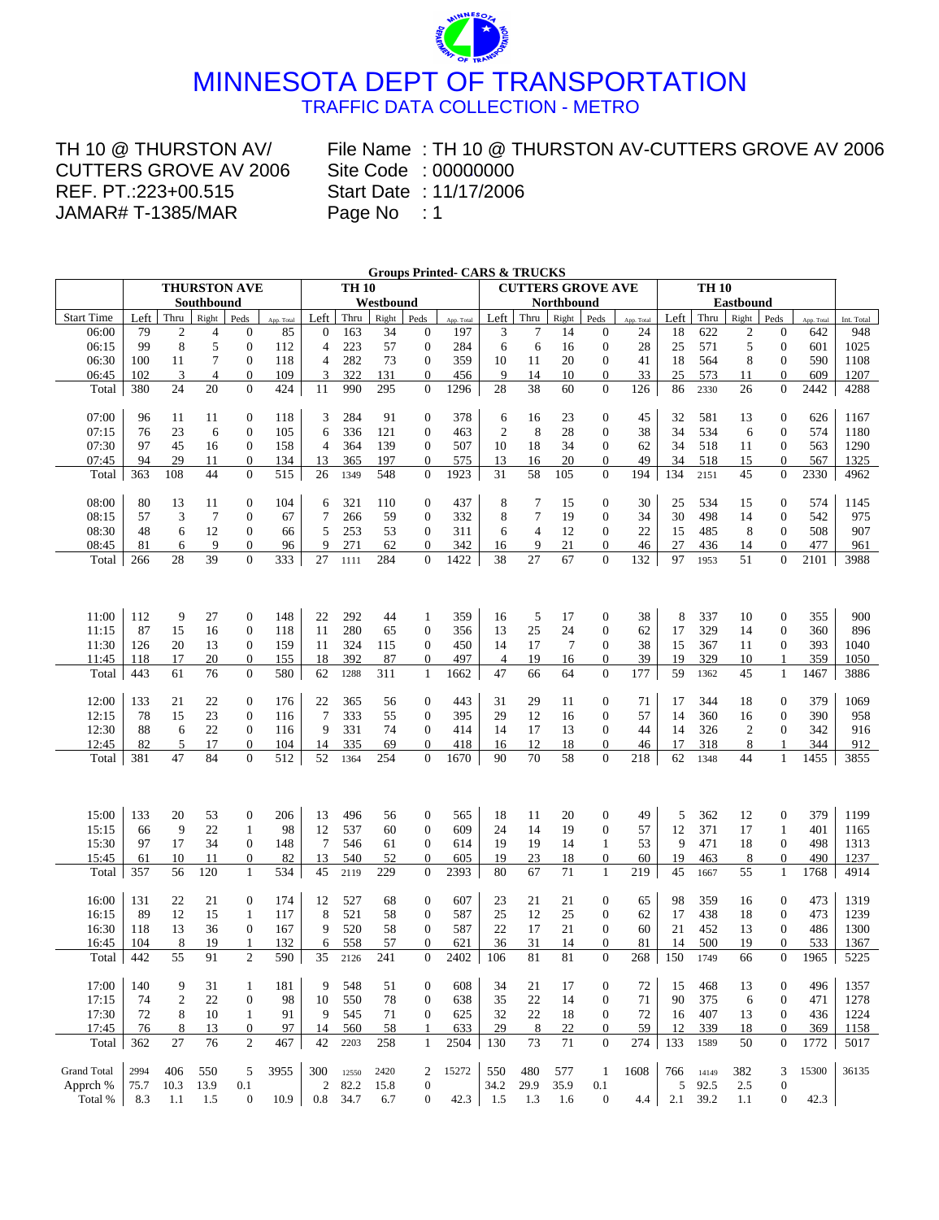# MINNESOTA DEPT OF TRANSPORTATION

TRAFFIC DATA COLLECTION - METRO

TH 10 @ THURSTON AV/
CUTTERS GROVE AV 2006
REF. PT.:223+00.515
JAMAR# T-1385/MAR

File Name : TH 10 @ THURSTON AV-CUTTERS GROVE AV 2006
Site Code : 00000000
Start Date : 11/17/2006
Page No : 1

**Groups Printed- CARS & TRUCKS**

| | THURSTON AVE Southbound | | | | | TH 10 Westbound | | | | | CUTTERS GROVE AVE Northbound | | | | | TH 10 Eastbound | | | | | |
|---|---|---|---|---|---|---|---|---|---|---|---|---|---|---|---|---|---|---|---|---|---|
| Start Time | Left | Thru | Right | Peds | App. Total | Left | Thru | Right | Peds | App. Total | Left | Thru | Right | Peds | App. Total | Left | Thru | Right | Peds | App. Total | Int. Total |
| 06:00 | 79 | 2 | 4 | 0 | 85 | 0 | 163 | 34 | 0 | 197 | 3 | 7 | 14 | 0 | 24 | 18 | 622 | 2 | 0 | 642 | 948 |
| 06:15 | 99 | 8 | 5 | 0 | 112 | 4 | 223 | 57 | 0 | 284 | 6 | 6 | 16 | 0 | 28 | 25 | 571 | 5 | 0 | 601 | 1025 |
| 06:30 | 100 | 11 | 7 | 0 | 118 | 4 | 282 | 73 | 0 | 359 | 10 | 11 | 20 | 0 | 41 | 18 | 564 | 8 | 0 | 590 | 1108 |
| 06:45 | 102 | 3 | 4 | 0 | 109 | 3 | 322 | 131 | 0 | 456 | 9 | 14 | 10 | 0 | 33 | 25 | 573 | 11 | 0 | 609 | 1207 |
| Total | 380 | 24 | 20 | 0 | 424 | 11 | 990 | 295 | 0 | 1296 | 28 | 38 | 60 | 0 | 126 | 86 | 2330 | 26 | 0 | 2442 | 4288 |
| | | | | | | | | | | | | | | | | | | | | | |
| 07:00 | 96 | 11 | 11 | 0 | 118 | 3 | 284 | 91 | 0 | 378 | 6 | 16 | 23 | 0 | 45 | 32 | 581 | 13 | 0 | 626 | 1167 |
| 07:15 | 76 | 23 | 6 | 0 | 105 | 6 | 336 | 121 | 0 | 463 | 2 | 8 | 28 | 0 | 38 | 34 | 534 | 6 | 0 | 574 | 1180 |
| 07:30 | 97 | 45 | 16 | 0 | 158 | 4 | 364 | 139 | 0 | 507 | 10 | 18 | 34 | 0 | 62 | 34 | 518 | 11 | 0 | 563 | 1290 |
| 07:45 | 94 | 29 | 11 | 0 | 134 | 13 | 365 | 197 | 0 | 575 | 13 | 16 | 20 | 0 | 49 | 34 | 518 | 15 | 0 | 567 | 1325 |
| Total | 363 | 108 | 44 | 0 | 515 | 26 | 1349 | 548 | 0 | 1923 | 31 | 58 | 105 | 0 | 194 | 134 | 2151 | 45 | 0 | 2330 | 4962 |
| | | | | | | | | | | | | | | | | | | | | | |
| 08:00 | 80 | 13 | 11 | 0 | 104 | 6 | 321 | 110 | 0 | 437 | 8 | 7 | 15 | 0 | 30 | 25 | 534 | 15 | 0 | 574 | 1145 |
| 08:15 | 57 | 3 | 7 | 0 | 67 | 7 | 266 | 59 | 0 | 332 | 8 | 7 | 19 | 0 | 34 | 30 | 498 | 14 | 0 | 542 | 975 |
| 08:30 | 48 | 6 | 12 | 0 | 66 | 5 | 253 | 53 | 0 | 311 | 6 | 4 | 12 | 0 | 22 | 15 | 485 | 8 | 0 | 508 | 907 |
| 08:45 | 81 | 6 | 9 | 0 | 96 | 9 | 271 | 62 | 0 | 342 | 16 | 9 | 21 | 0 | 46 | 27 | 436 | 14 | 0 | 477 | 961 |
| Total | 266 | 28 | 39 | 0 | 333 | 27 | 1111 | 284 | 0 | 1422 | 38 | 27 | 67 | 0 | 132 | 97 | 1953 | 51 | 0 | 2101 | 3988 |
| | | | | | | | | | | | | | | | | | | | | | |
| 11:00 | 112 | 9 | 27 | 0 | 148 | 22 | 292 | 44 | 1 | 359 | 16 | 5 | 17 | 0 | 38 | 8 | 337 | 10 | 0 | 355 | 900 |
| 11:15 | 87 | 15 | 16 | 0 | 118 | 11 | 280 | 65 | 0 | 356 | 13 | 25 | 24 | 0 | 62 | 17 | 329 | 14 | 0 | 360 | 896 |
| 11:30 | 126 | 20 | 13 | 0 | 159 | 11 | 324 | 115 | 0 | 450 | 14 | 17 | 7 | 0 | 38 | 15 | 367 | 11 | 0 | 393 | 1040 |
| 11:45 | 118 | 17 | 20 | 0 | 155 | 18 | 392 | 87 | 0 | 497 | 4 | 19 | 16 | 0 | 39 | 19 | 329 | 10 | 1 | 359 | 1050 |
| Total | 443 | 61 | 76 | 0 | 580 | 62 | 1288 | 311 | 1 | 1662 | 47 | 66 | 64 | 0 | 177 | 59 | 1362 | 45 | 1 | 1467 | 3886 |
| | | | | | | | | | | | | | | | | | | | | | |
| 12:00 | 133 | 21 | 22 | 0 | 176 | 22 | 365 | 56 | 0 | 443 | 31 | 29 | 11 | 0 | 71 | 17 | 344 | 18 | 0 | 379 | 1069 |
| 12:15 | 78 | 15 | 23 | 0 | 116 | 7 | 333 | 55 | 0 | 395 | 29 | 12 | 16 | 0 | 57 | 14 | 360 | 16 | 0 | 390 | 958 |
| 12:30 | 88 | 6 | 22 | 0 | 116 | 9 | 331 | 74 | 0 | 414 | 14 | 17 | 13 | 0 | 44 | 14 | 326 | 2 | 0 | 342 | 916 |
| 12:45 | 82 | 5 | 17 | 0 | 104 | 14 | 335 | 69 | 0 | 418 | 16 | 12 | 18 | 0 | 46 | 17 | 318 | 8 | 1 | 344 | 912 |
| Total | 381 | 47 | 84 | 0 | 512 | 52 | 1364 | 254 | 0 | 1670 | 90 | 70 | 58 | 0 | 218 | 62 | 1348 | 44 | 1 | 1455 | 3855 |
| | | | | | | | | | | | | | | | | | | | | | |
| 15:00 | 133 | 20 | 53 | 0 | 206 | 13 | 496 | 56 | 0 | 565 | 18 | 11 | 20 | 0 | 49 | 5 | 362 | 12 | 0 | 379 | 1199 |
| 15:15 | 66 | 9 | 22 | 1 | 98 | 12 | 537 | 60 | 0 | 609 | 24 | 14 | 19 | 0 | 57 | 12 | 371 | 17 | 1 | 401 | 1165 |
| 15:30 | 97 | 17 | 34 | 0 | 148 | 7 | 546 | 61 | 0 | 614 | 19 | 19 | 14 | 1 | 53 | 9 | 471 | 18 | 0 | 498 | 1313 |
| 15:45 | 61 | 10 | 11 | 0 | 82 | 13 | 540 | 52 | 0 | 605 | 19 | 23 | 18 | 0 | 60 | 19 | 463 | 8 | 0 | 490 | 1237 |
| Total | 357 | 56 | 120 | 1 | 534 | 45 | 2119 | 229 | 0 | 2393 | 80 | 67 | 71 | 1 | 219 | 45 | 1667 | 55 | 1 | 1768 | 4914 |
| | | | | | | | | | | | | | | | | | | | | | |
| 16:00 | 131 | 22 | 21 | 0 | 174 | 12 | 527 | 68 | 0 | 607 | 23 | 21 | 21 | 0 | 65 | 98 | 359 | 16 | 0 | 473 | 1319 |
| 16:15 | 89 | 12 | 15 | 1 | 117 | 8 | 521 | 58 | 0 | 587 | 25 | 12 | 25 | 0 | 62 | 17 | 438 | 18 | 0 | 473 | 1239 |
| 16:30 | 118 | 13 | 36 | 0 | 167 | 9 | 520 | 58 | 0 | 587 | 22 | 17 | 21 | 0 | 60 | 21 | 452 | 13 | 0 | 486 | 1300 |
| 16:45 | 104 | 8 | 19 | 1 | 132 | 6 | 558 | 57 | 0 | 621 | 36 | 31 | 14 | 0 | 81 | 14 | 500 | 19 | 0 | 533 | 1367 |
| Total | 442 | 55 | 91 | 2 | 590 | 35 | 2126 | 241 | 0 | 2402 | 106 | 81 | 81 | 0 | 268 | 150 | 1749 | 66 | 0 | 1965 | 5225 |
| | | | | | | | | | | | | | | | | | | | | | |
| 17:00 | 140 | 9 | 31 | 1 | 181 | 9 | 548 | 51 | 0 | 608 | 34 | 21 | 17 | 0 | 72 | 15 | 468 | 13 | 0 | 496 | 1357 |
| 17:15 | 74 | 2 | 22 | 0 | 98 | 10 | 550 | 78 | 0 | 638 | 35 | 22 | 14 | 0 | 71 | 90 | 375 | 6 | 0 | 471 | 1278 |
| 17:30 | 72 | 8 | 10 | 1 | 91 | 9 | 545 | 71 | 0 | 625 | 32 | 22 | 18 | 0 | 72 | 16 | 407 | 13 | 0 | 436 | 1224 |
| 17:45 | 76 | 8 | 13 | 0 | 97 | 14 | 560 | 58 | 1 | 633 | 29 | 8 | 22 | 0 | 59 | 12 | 339 | 18 | 0 | 369 | 1158 |
| Total | 362 | 27 | 76 | 2 | 467 | 42 | 2203 | 258 | 1 | 2504 | 130 | 73 | 71 | 0 | 274 | 133 | 1589 | 50 | 0 | 1772 | 5017 |
| | | | | | | | | | | | | | | | | | | | | | |
| Grand Total | 2994 | 406 | 550 | 5 | 3955 | 300 | 12550 | 2420 | 2 | 15272 | 550 | 480 | 577 | 1 | 1608 | 766 | 14149 | 382 | 3 | 15300 | 36135 |
| Apprch % | 75.7 | 10.3 | 13.9 | 0.1 | | 2 | 82.2 | 15.8 | 0 | | 34.2 | 29.9 | 35.9 | 0.1 | | 5 | 92.5 | 2.5 | 0 | | |
| Total % | 8.3 | 1.1 | 1.5 | 0 | 10.9 | 0.8 | 34.7 | 6.7 | 0 | 42.3 | 1.5 | 1.3 | 1.6 | 0 | 4.4 | 2.1 | 39.2 | 1.1 | 0 | 42.3 | |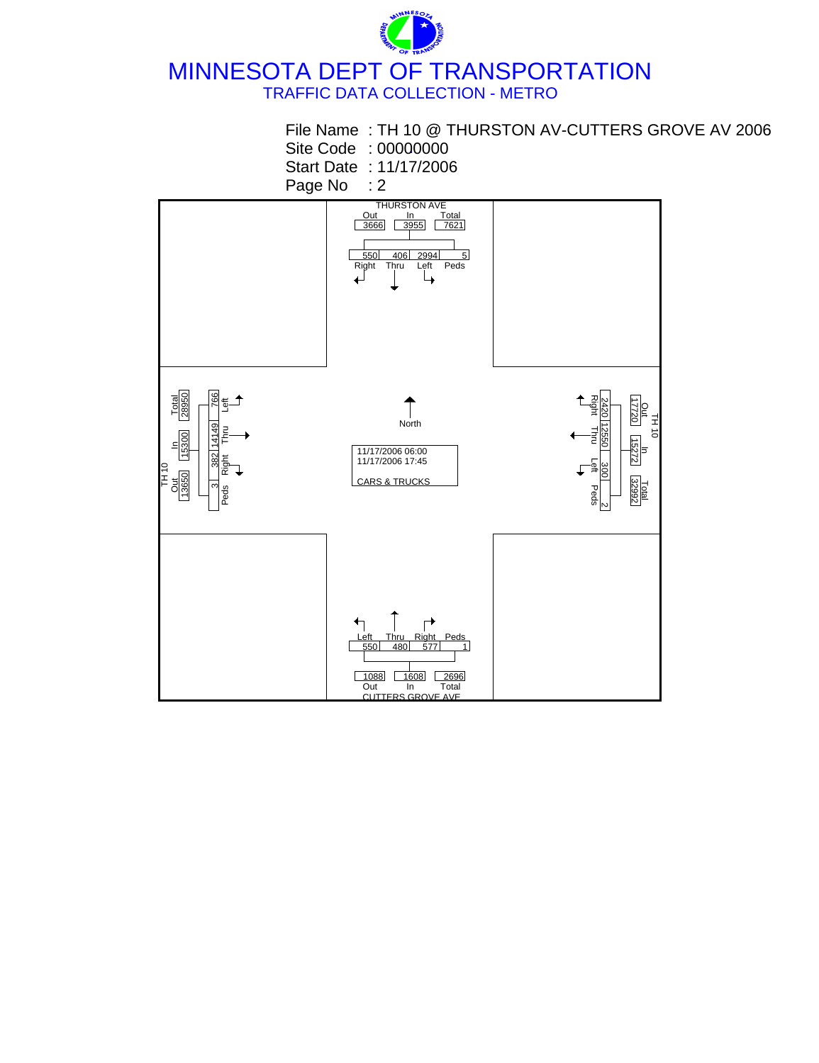# MINNESOTA DEPT OF TRANSPORTATION

## TRAFFIC DATA COLLECTION - METRO

File Name : TH 10 @ THURSTON AV-CUTTERS GROVE AV 2006
Site Code : 00000000
Start Date : 11/17/2006
Page No : 2

11/17/2006 06:00
11/17/2006 17:45

CARS & TRUCKS

North

**THURSTON AVE**

| Out | In | Total |
| --- | --- | --- |
| 3666 | 3955 | 7621 |

| Right | Thru | Left | Peds |
| --- | --- | --- | --- |
| 550 | 406 | 2994 | 5 |

**TH 10 (West)**

| Out | In | Total |
| --- | --- | --- |
| 13650 | 15300 | 28950 |

| Left | Thru | Right | Peds |
| --- | --- | --- | --- |
| 766 | 14149 | 382 | 3 |

**TH 10 (East)**

| Out | In | Total |
| --- | --- | --- |
| 17720 | 15272 | 32992 |

| Right | Thru | Left | Peds |
| --- | --- | --- | --- |
| 2420 | 12550 | 300 | 2 |

**CUTTERS GROVE AVE**

| Left | Thru | Right | Peds |
| --- | --- | --- | --- |
| 550 | 480 | 577 | 1 |

| Out | In | Total |
| --- | --- | --- |
| 1088 | 1608 | 2696 |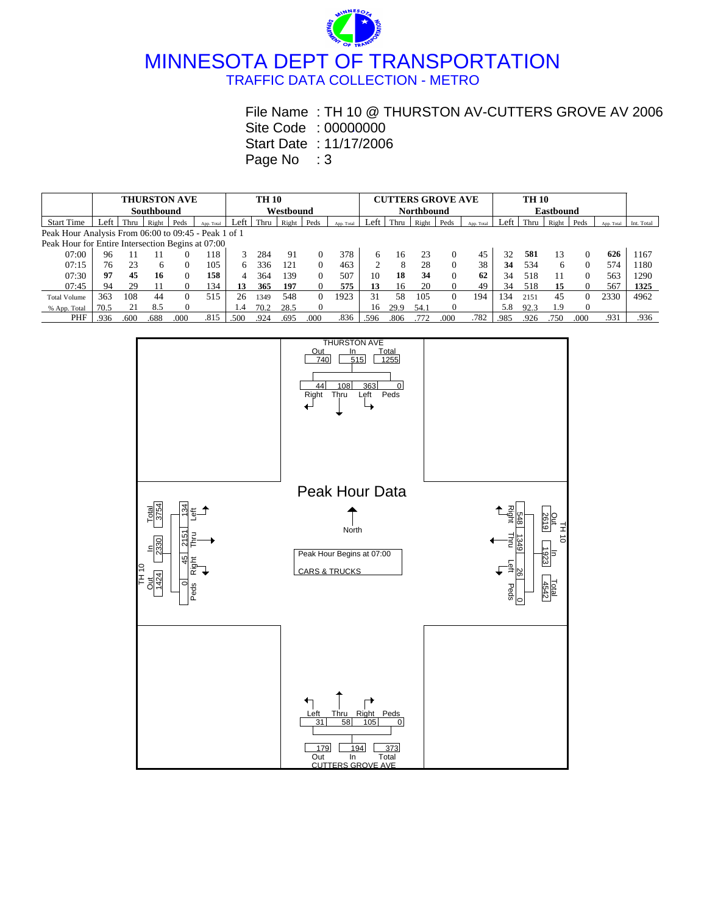# MINNESOTA DEPT OF TRANSPORTATION

## TRAFFIC DATA COLLECTION - METRO

File Name : TH 10 @ THURSTON AV-CUTTERS GROVE AV 2006
Site Code : 00000000
Start Date : 11/17/2006
Page No : 3

| | THURSTON AVE Southbound | | | | | TH 10 Westbound | | | | | CUTTERS GROVE AVE Northbound | | | | | TH 10 Eastbound | | | | | |
|---|---|---|---|---|---|---|---|---|---|---|---|---|---|---|---|---|---|---|---|---|---|
| Start Time | Left | Thru | Right | Peds | App. Total | Left | Thru | Right | Peds | App. Total | Left | Thru | Right | Peds | App. Total | Left | Thru | Right | Peds | App. Total | Int. Total |
| Peak Hour Analysis From 06:00 to 09:45 - Peak 1 of 1 | | | | | | | | | | | | | | | | | | | | | |
| Peak Hour for Entire Intersection Begins at 07:00 | | | | | | | | | | | | | | | | | | | | | |
| 07:00 | 96 | 11 | 11 | 0 | 118 | 3 | 284 | 91 | 0 | 378 | 6 | 16 | 23 | 0 | 45 | 32 | **581** | 13 | 0 | **626** | 1167 |
| 07:15 | 76 | 23 | 6 | 0 | 105 | 6 | 336 | 121 | 0 | 463 | 2 | 8 | 28 | 0 | 38 | **34** | 534 | 6 | 0 | 574 | 1180 |
| 07:30 | **97** | **45** | **16** | 0 | **158** | 4 | 364 | 139 | 0 | 507 | 10 | **18** | **34** | 0 | **62** | 34 | 518 | 11 | 0 | 563 | 1290 |
| 07:45 | 94 | 29 | 11 | 0 | 134 | **13** | **365** | **197** | 0 | **575** | **13** | 16 | 20 | 0 | 49 | 34 | 518 | **15** | 0 | 567 | **1325** |
| Total Volume | 363 | 108 | 44 | 0 | 515 | 26 | 1349 | 548 | 0 | 1923 | 31 | 58 | 105 | 0 | 194 | 134 | 2151 | 45 | 0 | 2330 | 4962 |
| % App. Total | 70.5 | 21 | 8.5 | 0 | | 1.4 | 70.2 | 28.5 | 0 | | 16 | 29.9 | 54.1 | 0 | | 5.8 | 92.3 | 1.9 | 0 | | |
| PHF | .936 | .600 | .688 | .000 | .815 | .500 | .924 | .695 | .000 | .836 | .596 | .806 | .772 | .000 | .782 | .985 | .926 | .750 | .000 | .931 | .936 |

### Peak Hour Data

Peak Hour Begins at 07:00
CARS & TRUCKS

North

**THURSTON AVE (North leg):** Out 740 | In 515 | Total 1255
Right 44 | Thru 108 | Left 363 | Peds 0

**TH 10 (East leg):** Out 2619 | In 1923 | Total 4542
Right 548 | Thru 1349 | Left 26 | Peds 0

**CUTTERS GROVE AVE (South leg):** Out 179 | In 194 | Total 373
Left 31 | Thru 58 | Right 105 | Peds 0

**TH 10 (West leg):** Out 1424 | In 2330 | Total 3754
Left 134 | Thru 2151 | Right 45 | Peds 0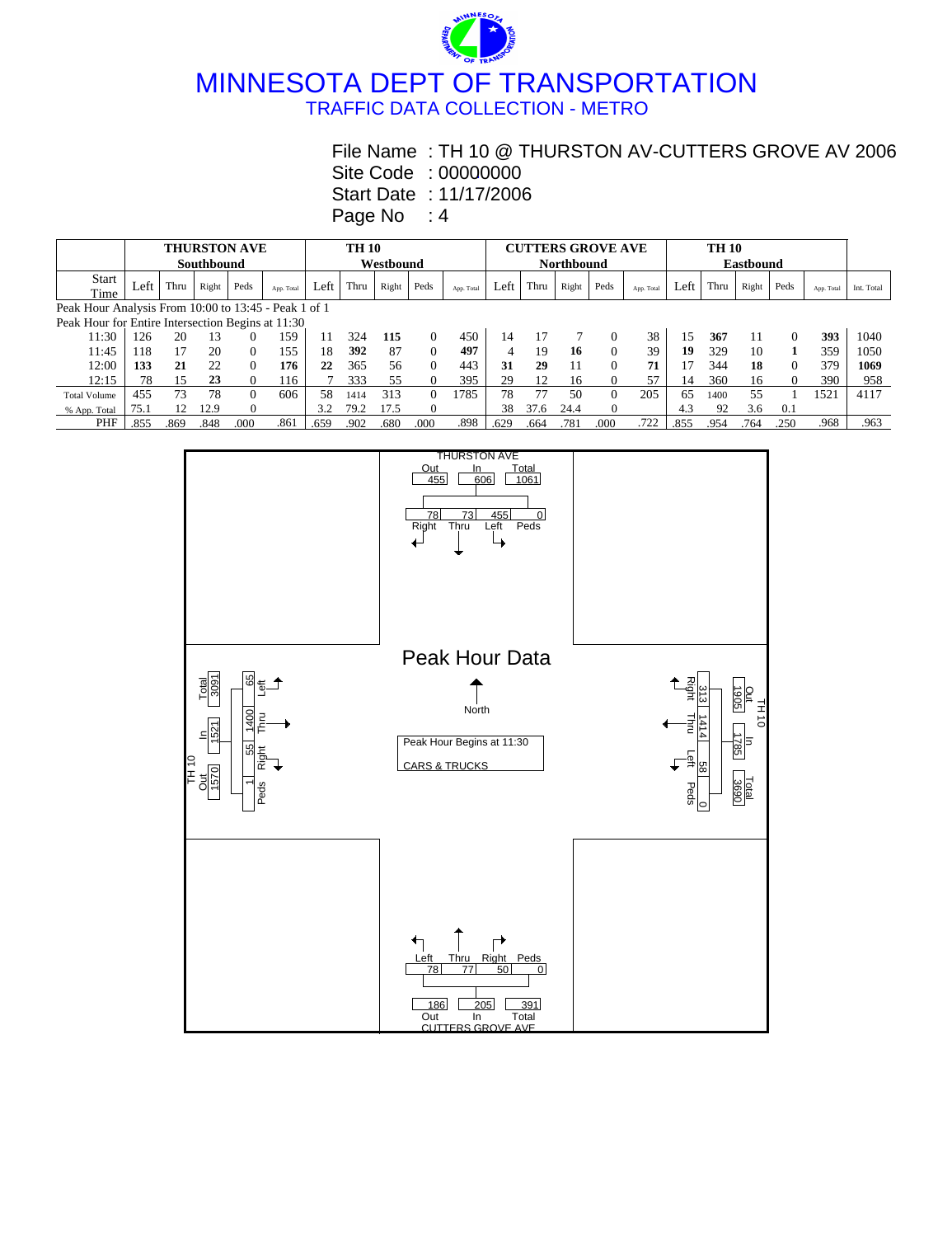# MINNESOTA DEPT OF TRANSPORTATION

## TRAFFIC DATA COLLECTION - METRO

File Name : TH 10 @ THURSTON AV-CUTTERS GROVE AV 2006
Site Code : 00000000
Start Date : 11/17/2006
Page No : 4

| | THURSTON AVE Southbound | | | | | TH 10 Westbound | | | | | CUTTERS GROVE AVE Northbound | | | | | TH 10 Eastbound | | | | | |
|---|---|---|---|---|---|---|---|---|---|---|---|---|---|---|---|---|---|---|---|---|---|
| Start Time | Left | Thru | Right | Peds | App. Total | Left | Thru | Right | Peds | App. Total | Left | Thru | Right | Peds | App. Total | Left | Thru | Right | Peds | App. Total | Int. Total |
| Peak Hour Analysis From 10:00 to 13:45 - Peak 1 of 1 | | | | | | | | | | | | | | | | | | | | | |
| Peak Hour for Entire Intersection Begins at 11:30 | | | | | | | | | | | | | | | | | | | | | |
| 11:30 | 126 | 20 | 13 | 0 | 159 | 11 | 324 | **115** | 0 | 450 | 14 | 17 | 7 | 0 | 38 | 15 | **367** | 11 | 0 | **393** | 1040 |
| 11:45 | 118 | 17 | 20 | 0 | 155 | 18 | **392** | 87 | 0 | **497** | 4 | 19 | **16** | 0 | 39 | **19** | 329 | 10 | **1** | 359 | 1050 |
| 12:00 | **133** | **21** | 22 | 0 | **176** | **22** | 365 | 56 | 0 | 443 | **31** | **29** | 11 | 0 | **71** | 17 | 344 | **18** | 0 | 379 | **1069** |
| 12:15 | 78 | 15 | **23** | 0 | 116 | 7 | 333 | 55 | 0 | 395 | 29 | 12 | 16 | 0 | 57 | 14 | 360 | 16 | 0 | 390 | 958 |
| Total Volume | 455 | 73 | 78 | 0 | 606 | 58 | 1414 | 313 | 0 | 1785 | 78 | 77 | 50 | 0 | 205 | 65 | 1400 | 55 | 1 | 1521 | 4117 |
| % App. Total | 75.1 | 12 | 12.9 | 0 | | 3.2 | 79.2 | 17.5 | 0 | | 38 | 37.6 | 24.4 | 0 | | 4.3 | 92 | 3.6 | 0.1 | | |
| PHF | .855 | .869 | .848 | .000 | .861 | .659 | .902 | .680 | .000 | .898 | .629 | .664 | .781 | .000 | .722 | .855 | .954 | .764 | .250 | .968 | .963 |

Peak Hour Data

Peak Hour Begins at 11:30
CARS & TRUCKS

| Approach | Out | In | Total | Right | Thru | Left | Peds |
|---|---|---|---|---|---|---|---|
| THURSTON AVE | 455 | 606 | 1061 | 78 | 73 | 455 | 0 |
| TH 10 (Westbound) | 1905 | 1785 | 3690 | 313 | 1414 | 58 | 0 |
| CUTTERS GROVE AVE | 186 | 205 | 391 | 50 | 77 | 78 | 0 |
| TH 10 (Eastbound) | 1570 | 1521 | 3091 | 55 | 1400 | 65 | 1 |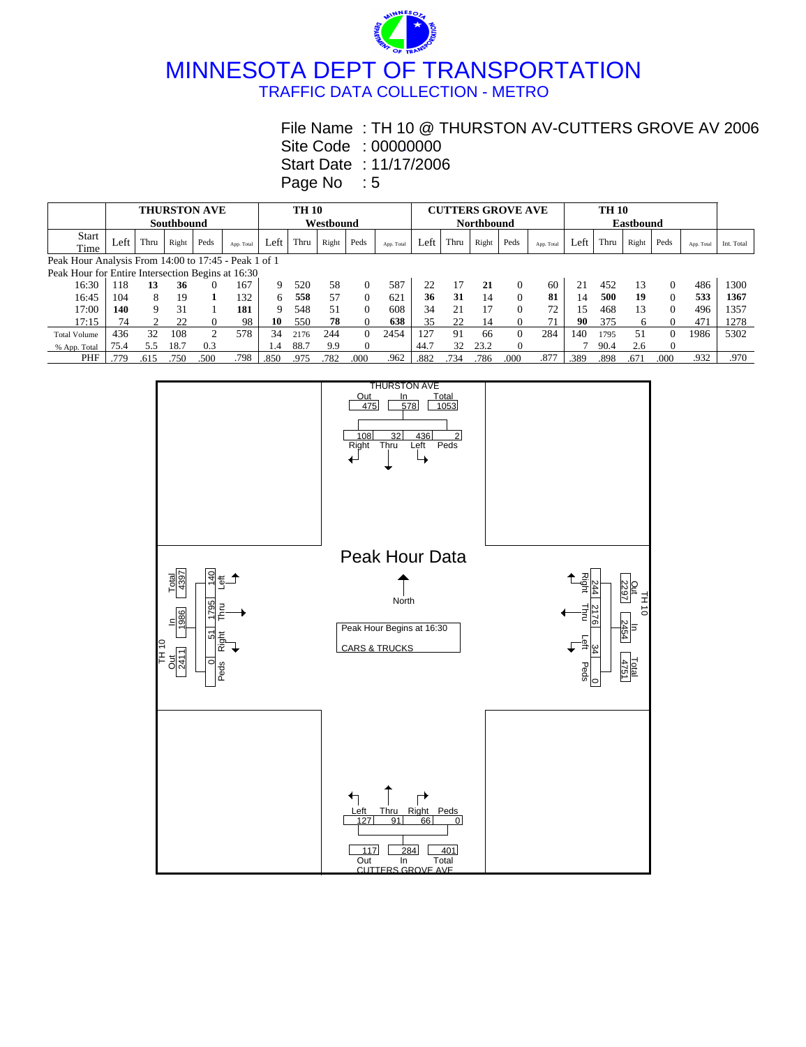# MINNESOTA DEPT OF TRANSPORTATION

## TRAFFIC DATA COLLECTION - METRO

File Name : TH 10 @ THURSTON AV-CUTTERS GROVE AV 2006
Site Code : 00000000
Start Date : 11/17/2006
Page No : 5

| | THURSTON AVE Southbound | | | | | TH 10 Westbound | | | | | CUTTERS GROVE AVE Northbound | | | | | TH 10 Eastbound | | | | | |
|---|---|---|---|---|---|---|---|---|---|---|---|---|---|---|---|---|---|---|---|---|---|
| Start Time | Left | Thru | Right | Peds | App. Total | Left | Thru | Right | Peds | App. Total | Left | Thru | Right | Peds | App. Total | Left | Thru | Right | Peds | App. Total | Int. Total |
| Peak Hour Analysis From 14:00 to 17:45 - Peak 1 of 1 | | | | | | | | | | | | | | | | | | | | | |
| Peak Hour for Entire Intersection Begins at 16:30 | | | | | | | | | | | | | | | | | | | | | |
| 16:30 | 118 | **13** | **36** | 0 | 167 | 9 | 520 | 58 | 0 | 587 | 22 | 17 | **21** | 0 | 60 | 21 | 452 | 13 | 0 | 486 | 1300 |
| 16:45 | 104 | 8 | 19 | **1** | 132 | 6 | **558** | 57 | 0 | 621 | **36** | **31** | 14 | 0 | **81** | 14 | **500** | **19** | 0 | **533** | **1367** |
| 17:00 | **140** | 9 | 31 | 1 | **181** | 9 | 548 | 51 | 0 | 608 | 34 | 21 | 17 | 0 | 72 | 15 | 468 | 13 | 0 | 496 | 1357 |
| 17:15 | 74 | 2 | 22 | 0 | 98 | **10** | 550 | **78** | 0 | **638** | 35 | 22 | 14 | 0 | 71 | **90** | 375 | 6 | 0 | 471 | 1278 |
| Total Volume | 436 | 32 | 108 | 2 | 578 | 34 | 2176 | 244 | 0 | 2454 | 127 | 91 | 66 | 0 | 284 | 140 | 1795 | 51 | 0 | 1986 | 5302 |
| % App. Total | 75.4 | 5.5 | 18.7 | 0.3 | | 1.4 | 88.7 | 9.9 | 0 | | 44.7 | 32 | 23.2 | 0 | | 7 | 90.4 | 2.6 | 0 | | |
| PHF | .779 | .615 | .750 | .500 | .798 | .850 | .975 | .782 | .000 | .962 | .882 | .734 | .786 | .000 | .877 | .389 | .898 | .671 | .000 | .932 | .970 |

THURSTON AVE
Out 475 In 578 Total 1053
108 Right 32 Thru 436 Left 2 Peds

Peak Hour Data
North
Peak Hour Begins at 16:30
CARS & TRUCKS

TH 10 (West)
Total 4397
In 1986
Out 2411
140 Left
1795 Thru
51 Right
0 Peds

TH 10 (East)
Out 2297
In 2454
Total 4751
244 Right
2176 Thru
34 Left
0 Peds

CUTTERS GROVE AVE
Left 127 Thru 91 Right 66 Peds 0
Out 117 In 284 Total 401